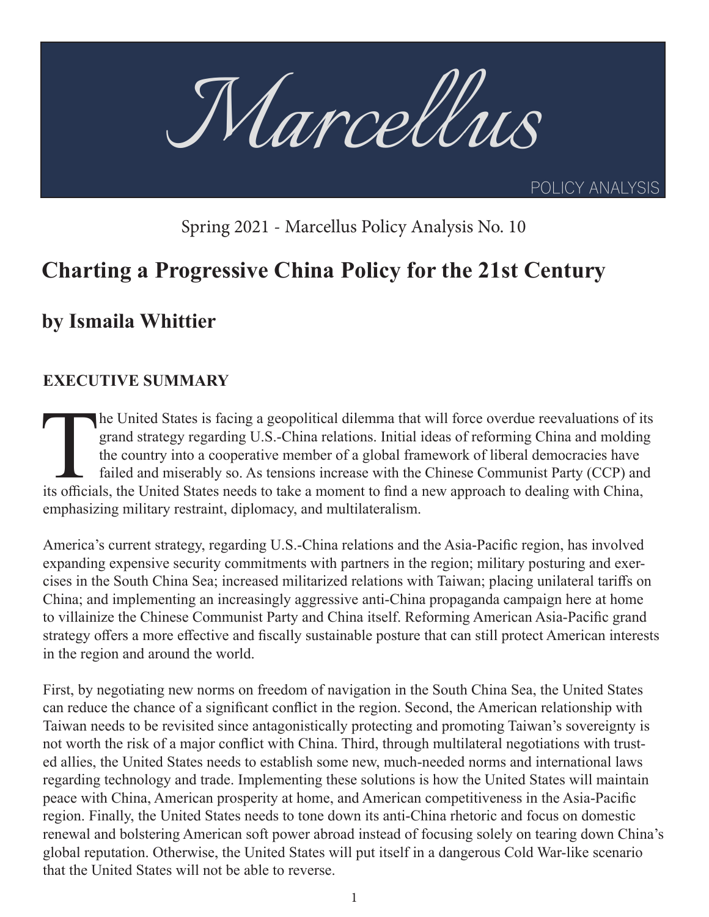# Marcellus

POLICY ANALYSIS

Spring 2021 - Marcellus Policy Analysis No. 10

# Charting a Progressive China Policy for the 21st Century

## by Ismaila Whittier

### EXECUTIVE SUMMARY

The United States is facing a geopolitical dilemma that will force overdue reevaluations of its grand strategy regarding U.S.-China relations. Initial ideas of reforming China and molding the country into a cooperative member of a global framework of liberal democracies have failed and miserably so. As tensions increase with the Chinese Communist Party (CCP) and its officials, the United States needs to take a moment to find a new approach to dealing with China, emphasizing military restraint, diplomacy, and multilateralism.

America's current strategy, regarding U.S.-China relations and the Asia-Pacific region, has involved expanding expensive security commitments with partners in the region; military posturing and exercises in the South China Sea; increased militarized relations with Taiwan; placing unilateral tariffs on China; and implementing an increasingly aggressive anti-China propaganda campaign here at home to villainize the Chinese Communist Party and China itself. Reforming American Asia-Pacific grand strategy offers a more effective and fiscally sustainable posture that can still protect American interests in the region and around the world.

First, by negotiating new norms on freedom of navigation in the South China Sea, the United States can reduce the chance of a significant conflict in the region. Second, the American relationship with Taiwan needs to be revisited since antagonistically protecting and promoting Taiwan's sovereignty is not worth the risk of a major conflict with China. Third, through multilateral negotiations with trusted allies, the United States needs to establish some new, much-needed norms and international laws regarding technology and trade. Implementing these solutions is how the United States will maintain peace with China, American prosperity at home, and American competitiveness in the Asia-Pacific region. Finally, the United States needs to tone down its anti-China rhetoric and focus on domestic renewal and bolstering American soft power abroad instead of focusing solely on tearing down China's global reputation. Otherwise, the United States will put itself in a dangerous Cold War-like scenario that the United States will not be able to reverse.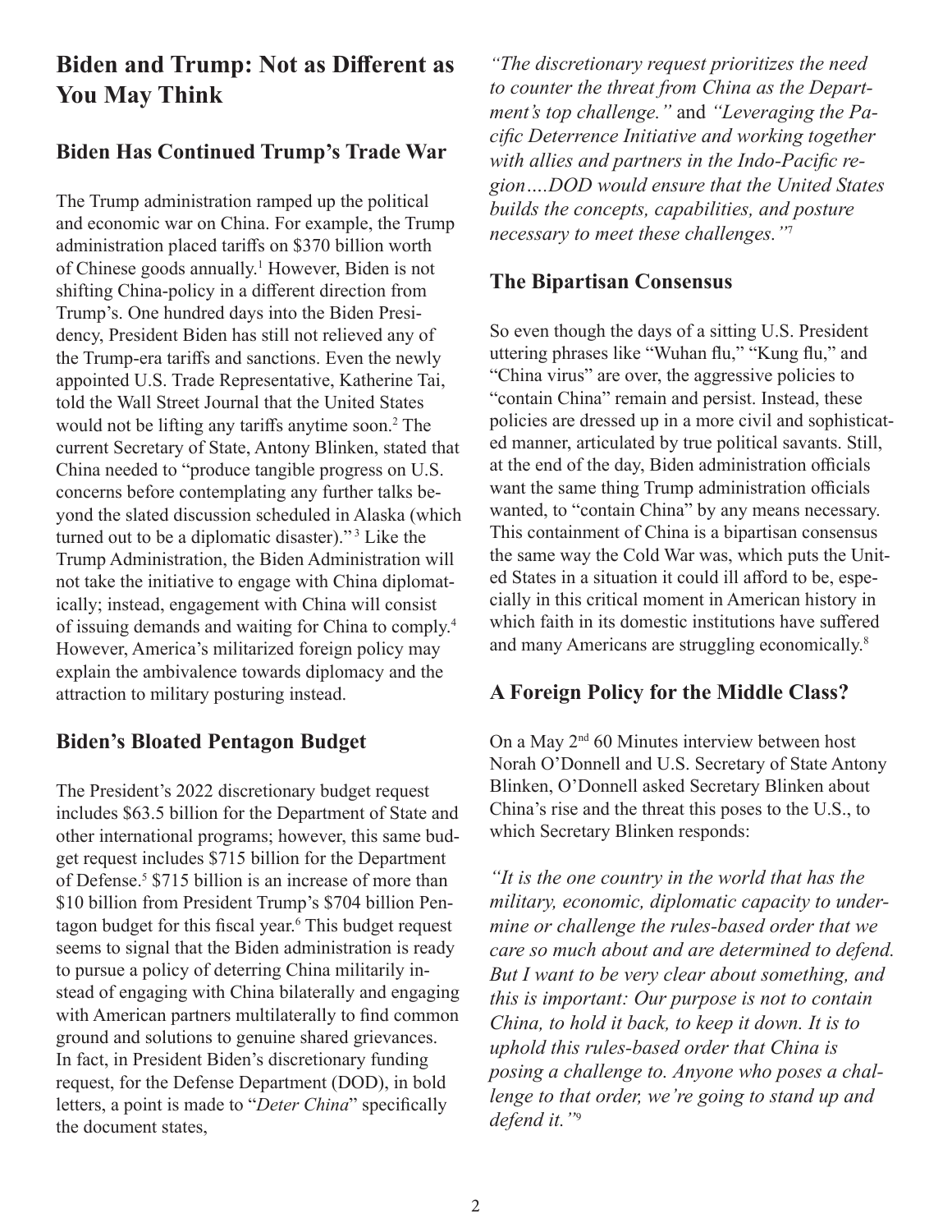## Biden and Trump: Not as Different as You May Think

### Biden Has Continued Trump's Trade War

The Trump administration ramped up the political and economic war on China. For example, the Trump administration placed tariffs on $370 billion worth of Chinese goods annually.[1] However, Biden is not shifting China-policy in a different direction from Trump's. One hundred days into the Biden Presidency, President Biden has still not relieved any of the Trump-era tariffs and sanctions. Even the newly appointed U.S. Trade Representative, Katherine Tai, told the Wall Street Journal that the United States would not be lifting any tariffs anytime soon.[2] The current Secretary of State, Antony Blinken, stated that China needed to "produce tangible progress on U.S. concerns before contemplating any further talks beyond the slated discussion scheduled in Alaska (which turned out to be a diplomatic disaster)."[3] Like the Trump Administration, the Biden Administration will not take the initiative to engage with China diplomatically; instead, engagement with China will consist of issuing demands and waiting for China to comply.[4] However, America's militarized foreign policy may explain the ambivalence towards diplomacy and the attraction to military posturing instead.

### Biden's Bloated Pentagon Budget

The President's 2022 discretionary budget request includes $63.5 billion for the Department of State and other international programs; however, this same budget request includes $715 billion for the Department of Defense.[5] $715 billion is an increase of more than $10 billion from President Trump's $704 billion Pentagon budget for this fiscal year.[6] This budget request seems to signal that the Biden administration is ready to pursue a policy of deterring China militarily instead of engaging with China bilaterally and engaging with American partners multilaterally to find common ground and solutions to genuine shared grievances. In fact, in President Biden's discretionary funding request, for the Defense Department (DOD), in bold letters, a point is made to "*Deter China*" specifically the document states,

*"The discretionary request prioritizes the need to counter the threat from China as the Department's top challenge."* and *"Leveraging the Pacific Deterrence Initiative and working together with allies and partners in the Indo-Pacific region….DOD would ensure that the United States builds the concepts, capabilities, and posture necessary to meet these challenges."*[7]

### The Bipartisan Consensus

So even though the days of a sitting U.S. President uttering phrases like "Wuhan flu," "Kung flu," and "China virus" are over, the aggressive policies to "contain China" remain and persist. Instead, these policies are dressed up in a more civil and sophisticated manner, articulated by true political savants. Still, at the end of the day, Biden administration officials want the same thing Trump administration officials wanted, to "contain China" by any means necessary. This containment of China is a bipartisan consensus the same way the Cold War was, which puts the United States in a situation it could ill afford to be, especially in this critical moment in American history in which faith in its domestic institutions have suffered and many Americans are struggling economically.[8]

### A Foreign Policy for the Middle Class?

On a May 2nd 60 Minutes interview between host Norah O'Donnell and U.S. Secretary of State Antony Blinken, O'Donnell asked Secretary Blinken about China's rise and the threat this poses to the U.S., to which Secretary Blinken responds:

*"It is the one country in the world that has the military, economic, diplomatic capacity to undermine or challenge the rules-based order that we care so much about and are determined to defend. But I want to be very clear about something, and this is important: Our purpose is not to contain China, to hold it back, to keep it down. It is to uphold this rules-based order that China is posing a challenge to. Anyone who poses a challenge to that order, we're going to stand up and defend it."*[9]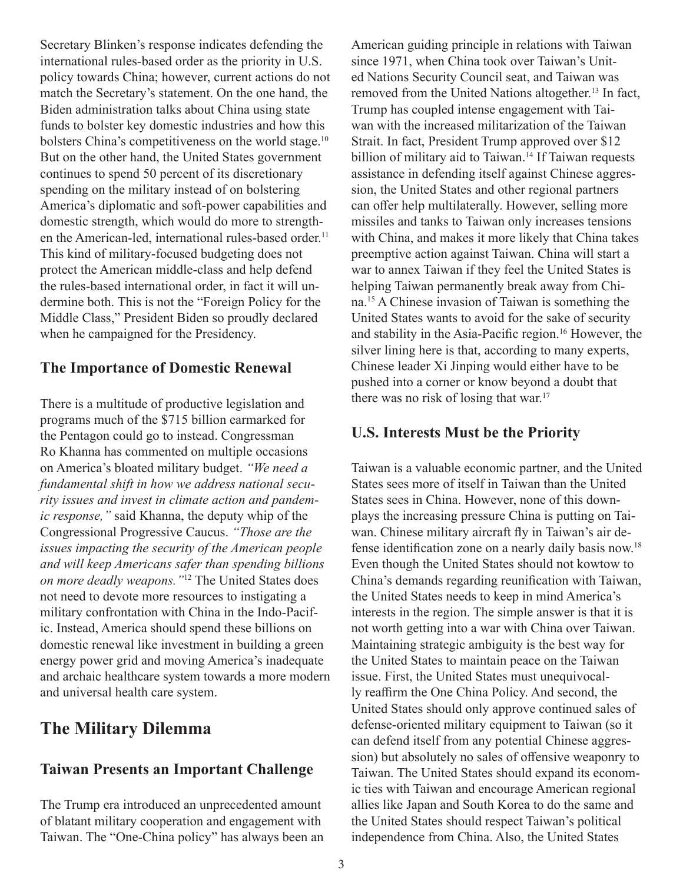Secretary Blinken's response indicates defending the international rules-based order as the priority in U.S. policy towards China; however, current actions do not match the Secretary's statement. On the one hand, the Biden administration talks about China using state funds to bolster key domestic industries and how this bolsters China's competitiveness on the world stage.[10] But on the other hand, the United States government continues to spend 50 percent of its discretionary spending on the military instead of on bolstering America's diplomatic and soft-power capabilities and domestic strength, which would do more to strengthen the American-led, international rules-based order.[11] This kind of military-focused budgeting does not protect the American middle-class and help defend the rules-based international order, in fact it will undermine both. This is not the "Foreign Policy for the Middle Class," President Biden so proudly declared when he campaigned for the Presidency.

### The Importance of Domestic Renewal

There is a multitude of productive legislation and programs much of the $715 billion earmarked for the Pentagon could go to instead. Congressman Ro Khanna has commented on multiple occasions on America's bloated military budget. *"We need a fundamental shift in how we address national security issues and invest in climate action and pandemic response,"* said Khanna, the deputy whip of the Congressional Progressive Caucus. *"Those are the issues impacting the security of the American people and will keep Americans safer than spending billions on more deadly weapons."*[12] The United States does not need to devote more resources to instigating a military confrontation with China in the Indo-Pacific. Instead, America should spend these billions on domestic renewal like investment in building a green energy power grid and moving America's inadequate and archaic healthcare system towards a more modern and universal health care system.

## The Military Dilemma

### Taiwan Presents an Important Challenge

The Trump era introduced an unprecedented amount of blatant military cooperation and engagement with Taiwan. The "One-China policy" has always been an American guiding principle in relations with Taiwan since 1971, when China took over Taiwan's United Nations Security Council seat, and Taiwan was removed from the United Nations altogether.[13] In fact, Trump has coupled intense engagement with Taiwan with the increased militarization of the Taiwan Strait. In fact, President Trump approved over $12 billion of military aid to Taiwan.[14] If Taiwan requests assistance in defending itself against Chinese aggression, the United States and other regional partners can offer help multilaterally. However, selling more missiles and tanks to Taiwan only increases tensions with China, and makes it more likely that China takes preemptive action against Taiwan. China will start a war to annex Taiwan if they feel the United States is helping Taiwan permanently break away from China.[15] A Chinese invasion of Taiwan is something the United States wants to avoid for the sake of security and stability in the Asia-Pacific region.[16] However, the silver lining here is that, according to many experts, Chinese leader Xi Jinping would either have to be pushed into a corner or know beyond a doubt that there was no risk of losing that war.[17]

### U.S. Interests Must be the Priority

Taiwan is a valuable economic partner, and the United States sees more of itself in Taiwan than the United States sees in China. However, none of this downplays the increasing pressure China is putting on Taiwan. Chinese military aircraft fly in Taiwan's air defense identification zone on a nearly daily basis now.[18] Even though the United States should not kowtow to China's demands regarding reunification with Taiwan, the United States needs to keep in mind America's interests in the region. The simple answer is that it is not worth getting into a war with China over Taiwan. Maintaining strategic ambiguity is the best way for the United States to maintain peace on the Taiwan issue. First, the United States must unequivocally reaffirm the One China Policy. And second, the United States should only approve continued sales of defense-oriented military equipment to Taiwan (so it can defend itself from any potential Chinese aggression) but absolutely no sales of offensive weaponry to Taiwan. The United States should expand its economic ties with Taiwan and encourage American regional allies like Japan and South Korea to do the same and the United States should respect Taiwan's political independence from China. Also, the United States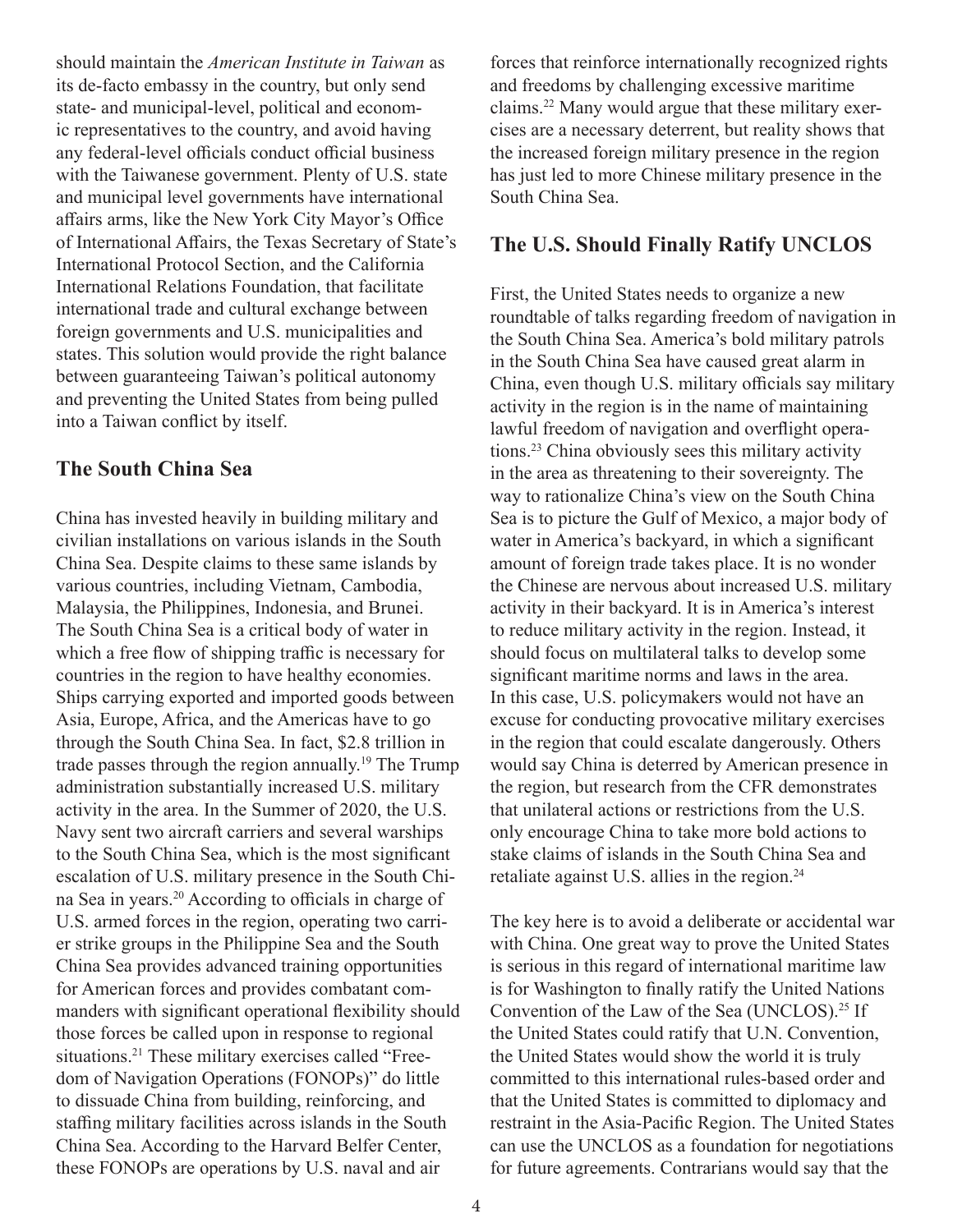should maintain the *American Institute in Taiwan* as its de-facto embassy in the country, but only send state- and municipal-level, political and economic representatives to the country, and avoid having any federal-level officials conduct official business with the Taiwanese government. Plenty of U.S. state and municipal level governments have international affairs arms, like the New York City Mayor's Office of International Affairs, the Texas Secretary of State's International Protocol Section, and the California International Relations Foundation, that facilitate international trade and cultural exchange between foreign governments and U.S. municipalities and states. This solution would provide the right balance between guaranteeing Taiwan's political autonomy and preventing the United States from being pulled into a Taiwan conflict by itself.

## The South China Sea

China has invested heavily in building military and civilian installations on various islands in the South China Sea. Despite claims to these same islands by various countries, including Vietnam, Cambodia, Malaysia, the Philippines, Indonesia, and Brunei. The South China Sea is a critical body of water in which a free flow of shipping traffic is necessary for countries in the region to have healthy economies. Ships carrying exported and imported goods between Asia, Europe, Africa, and the Americas have to go through the South China Sea. In fact, \$2.8 trillion in trade passes through the region annually.[19] The Trump administration substantially increased U.S. military activity in the area. In the Summer of 2020, the U.S. Navy sent two aircraft carriers and several warships to the South China Sea, which is the most significant escalation of U.S. military presence in the South China Sea in years.[20] According to officials in charge of U.S. armed forces in the region, operating two carrier strike groups in the Philippine Sea and the South China Sea provides advanced training opportunities for American forces and provides combatant commanders with significant operational flexibility should those forces be called upon in response to regional situations.[21] These military exercises called "Freedom of Navigation Operations (FONOPs)" do little to dissuade China from building, reinforcing, and staffing military facilities across islands in the South China Sea. According to the Harvard Belfer Center, these FONOPs are operations by U.S. naval and air forces that reinforce internationally recognized rights and freedoms by challenging excessive maritime claims.[22] Many would argue that these military exercises are a necessary deterrent, but reality shows that the increased foreign military presence in the region has just led to more Chinese military presence in the South China Sea.

## The U.S. Should Finally Ratify UNCLOS

First, the United States needs to organize a new roundtable of talks regarding freedom of navigation in the South China Sea. America's bold military patrols in the South China Sea have caused great alarm in China, even though U.S. military officials say military activity in the region is in the name of maintaining lawful freedom of navigation and overflight operations.[23] China obviously sees this military activity in the area as threatening to their sovereignty. The way to rationalize China's view on the South China Sea is to picture the Gulf of Mexico, a major body of water in America's backyard, in which a significant amount of foreign trade takes place. It is no wonder the Chinese are nervous about increased U.S. military activity in their backyard. It is in America's interest to reduce military activity in the region. Instead, it should focus on multilateral talks to develop some significant maritime norms and laws in the area. In this case, U.S. policymakers would not have an excuse for conducting provocative military exercises in the region that could escalate dangerously. Others would say China is deterred by American presence in the region, but research from the CFR demonstrates that unilateral actions or restrictions from the U.S. only encourage China to take more bold actions to stake claims of islands in the South China Sea and retaliate against U.S. allies in the region.[24]

The key here is to avoid a deliberate or accidental war with China. One great way to prove the United States is serious in this regard of international maritime law is for Washington to finally ratify the United Nations Convention of the Law of the Sea (UNCLOS).[25] If the United States could ratify that U.N. Convention, the United States would show the world it is truly committed to this international rules-based order and that the United States is committed to diplomacy and restraint in the Asia-Pacific Region. The United States can use the UNCLOS as a foundation for negotiations for future agreements. Contrarians would say that the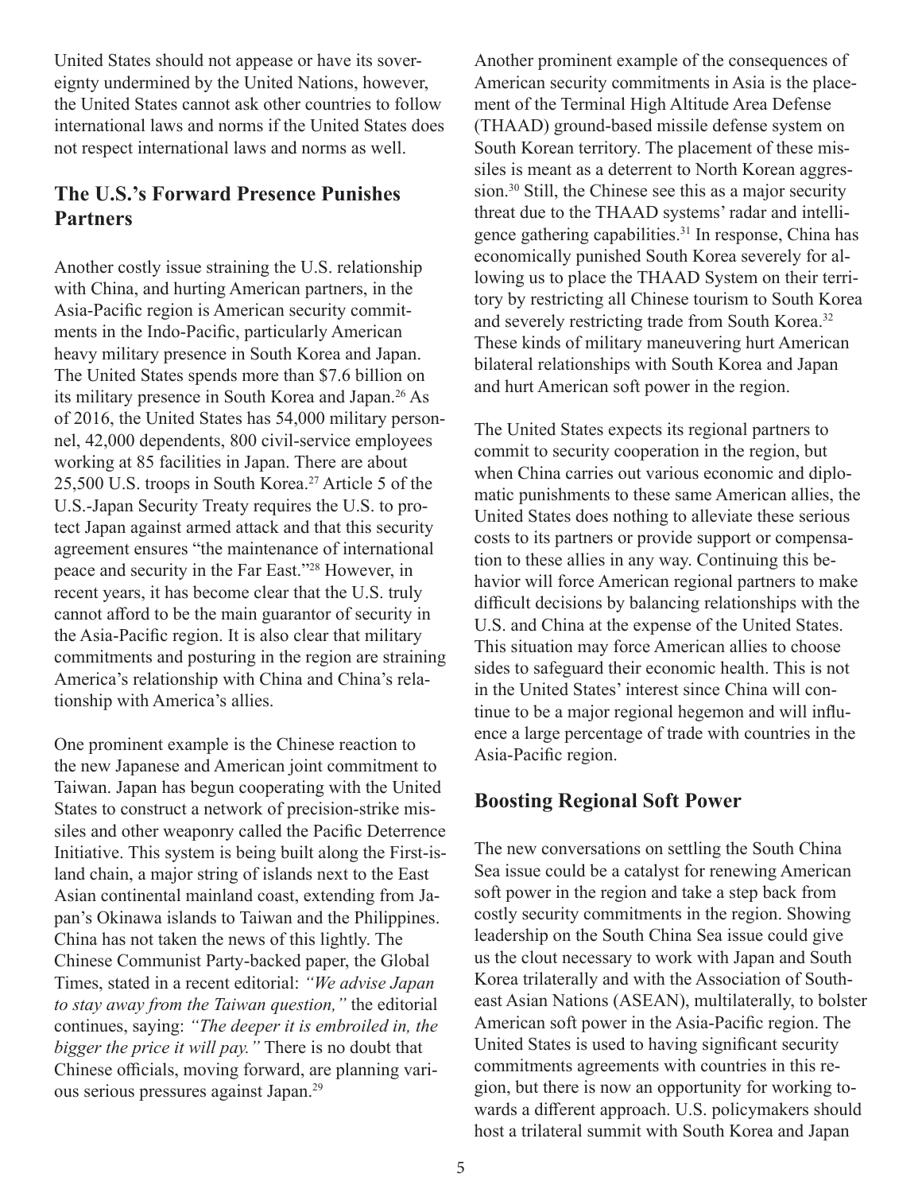United States should not appease or have its sovereignty undermined by the United Nations, however, the United States cannot ask other countries to follow international laws and norms if the United States does not respect international laws and norms as well.

## The U.S.'s Forward Presence Punishes Partners

Another costly issue straining the U.S. relationship with China, and hurting American partners, in the Asia-Pacific region is American security commitments in the Indo-Pacific, particularly American heavy military presence in South Korea and Japan. The United States spends more than $7.6 billion on its military presence in South Korea and Japan.[26] As of 2016, the United States has 54,000 military personnel, 42,000 dependents, 800 civil-service employees working at 85 facilities in Japan. There are about 25,500 U.S. troops in South Korea.[27] Article 5 of the U.S.-Japan Security Treaty requires the U.S. to protect Japan against armed attack and that this security agreement ensures "the maintenance of international peace and security in the Far East."[28] However, in recent years, it has become clear that the U.S. truly cannot afford to be the main guarantor of security in the Asia-Pacific region. It is also clear that military commitments and posturing in the region are straining America's relationship with China and China's relationship with America's allies.

One prominent example is the Chinese reaction to the new Japanese and American joint commitment to Taiwan. Japan has begun cooperating with the United States to construct a network of precision-strike missiles and other weaponry called the Pacific Deterrence Initiative. This system is being built along the First-island chain, a major string of islands next to the East Asian continental mainland coast, extending from Japan's Okinawa islands to Taiwan and the Philippines. China has not taken the news of this lightly. The Chinese Communist Party-backed paper, the Global Times, stated in a recent editorial: *"We advise Japan to stay away from the Taiwan question,"* the editorial continues, saying: *"The deeper it is embroiled in, the bigger the price it will pay."* There is no doubt that Chinese officials, moving forward, are planning various serious pressures against Japan.[29]

Another prominent example of the consequences of American security commitments in Asia is the placement of the Terminal High Altitude Area Defense (THAAD) ground-based missile defense system on South Korean territory. The placement of these missiles is meant as a deterrent to North Korean aggression.[30] Still, the Chinese see this as a major security threat due to the THAAD systems' radar and intelligence gathering capabilities.[31] In response, China has economically punished South Korea severely for allowing us to place the THAAD System on their territory by restricting all Chinese tourism to South Korea and severely restricting trade from South Korea.[32] These kinds of military maneuvering hurt American bilateral relationships with South Korea and Japan and hurt American soft power in the region.

The United States expects its regional partners to commit to security cooperation in the region, but when China carries out various economic and diplomatic punishments to these same American allies, the United States does nothing to alleviate these serious costs to its partners or provide support or compensation to these allies in any way. Continuing this behavior will force American regional partners to make difficult decisions by balancing relationships with the U.S. and China at the expense of the United States. This situation may force American allies to choose sides to safeguard their economic health. This is not in the United States' interest since China will continue to be a major regional hegemon and will influence a large percentage of trade with countries in the Asia-Pacific region.

## Boosting Regional Soft Power

The new conversations on settling the South China Sea issue could be a catalyst for renewing American soft power in the region and take a step back from costly security commitments in the region. Showing leadership on the South China Sea issue could give us the clout necessary to work with Japan and South Korea trilaterally and with the Association of Southeast Asian Nations (ASEAN), multilaterally, to bolster American soft power in the Asia-Pacific region. The United States is used to having significant security commitments agreements with countries in this region, but there is now an opportunity for working towards a different approach. U.S. policymakers should host a trilateral summit with South Korea and Japan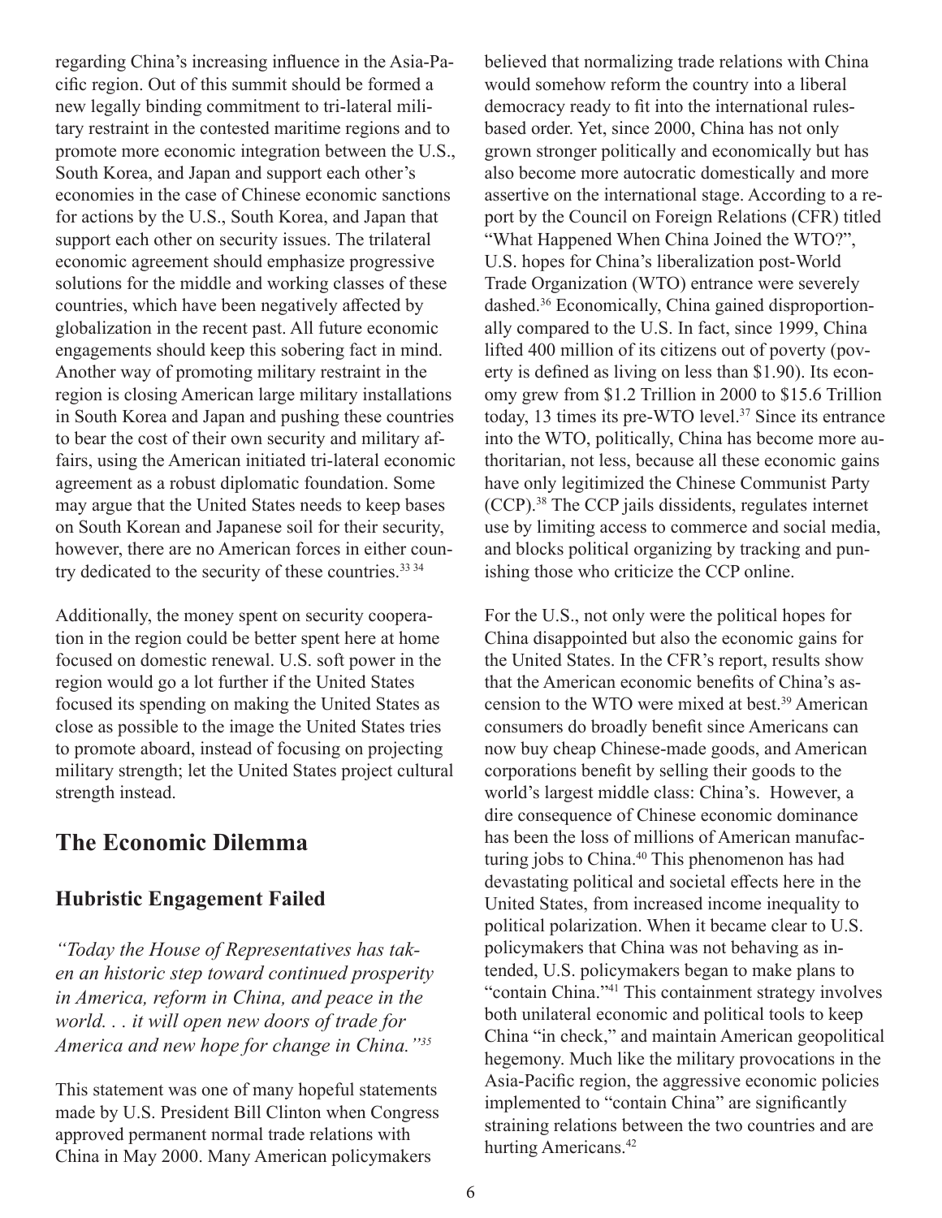regarding China's increasing influence in the Asia-Pacific region. Out of this summit should be formed a new legally binding commitment to tri-lateral military restraint in the contested maritime regions and to promote more economic integration between the U.S., South Korea, and Japan and support each other's economies in the case of Chinese economic sanctions for actions by the U.S., South Korea, and Japan that support each other on security issues. The trilateral economic agreement should emphasize progressive solutions for the middle and working classes of these countries, which have been negatively affected by globalization in the recent past. All future economic engagements should keep this sobering fact in mind. Another way of promoting military restraint in the region is closing American large military installations in South Korea and Japan and pushing these countries to bear the cost of their own security and military affairs, using the American initiated tri-lateral economic agreement as a robust diplomatic foundation. Some may argue that the United States needs to keep bases on South Korean and Japanese soil for their security, however, there are no American forces in either country dedicated to the security of these countries.[33 34]

Additionally, the money spent on security cooperation in the region could be better spent here at home focused on domestic renewal. U.S. soft power in the region would go a lot further if the United States focused its spending on making the United States as close as possible to the image the United States tries to promote aboard, instead of focusing on projecting military strength; let the United States project cultural strength instead.

## The Economic Dilemma

### Hubristic Engagement Failed

*"Today the House of Representatives has taken an historic step toward continued prosperity in America, reform in China, and peace in the world. . . it will open new doors of trade for America and new hope for change in China."[35]*

This statement was one of many hopeful statements made by U.S. President Bill Clinton when Congress approved permanent normal trade relations with China in May 2000. Many American policymakers believed that normalizing trade relations with China would somehow reform the country into a liberal democracy ready to fit into the international rules-based order. Yet, since 2000, China has not only grown stronger politically and economically but has also become more autocratic domestically and more assertive on the international stage. According to a report by the Council on Foreign Relations (CFR) titled "What Happened When China Joined the WTO?", U.S. hopes for China's liberalization post-World Trade Organization (WTO) entrance were severely dashed.[36] Economically, China gained disproportionally compared to the U.S. In fact, since 1999, China lifted 400 million of its citizens out of poverty (poverty is defined as living on less than $1.90). Its economy grew from $1.2 Trillion in 2000 to $15.6 Trillion today, 13 times its pre-WTO level.[37] Since its entrance into the WTO, politically, China has become more authoritarian, not less, because all these economic gains have only legitimized the Chinese Communist Party (CCP).[38] The CCP jails dissidents, regulates internet use by limiting access to commerce and social media, and blocks political organizing by tracking and punishing those who criticize the CCP online.

For the U.S., not only were the political hopes for China disappointed but also the economic gains for the United States. In the CFR's report, results show that the American economic benefits of China's ascension to the WTO were mixed at best.[39] American consumers do broadly benefit since Americans can now buy cheap Chinese-made goods, and American corporations benefit by selling their goods to the world's largest middle class: China's. However, a dire consequence of Chinese economic dominance has been the loss of millions of American manufacturing jobs to China.[40] This phenomenon has had devastating political and societal effects here in the United States, from increased income inequality to political polarization. When it became clear to U.S. policymakers that China was not behaving as intended, U.S. policymakers began to make plans to "contain China."[41] This containment strategy involves both unilateral economic and political tools to keep China "in check," and maintain American geopolitical hegemony. Much like the military provocations in the Asia-Pacific region, the aggressive economic policies implemented to "contain China" are significantly straining relations between the two countries and are hurting Americans.[42]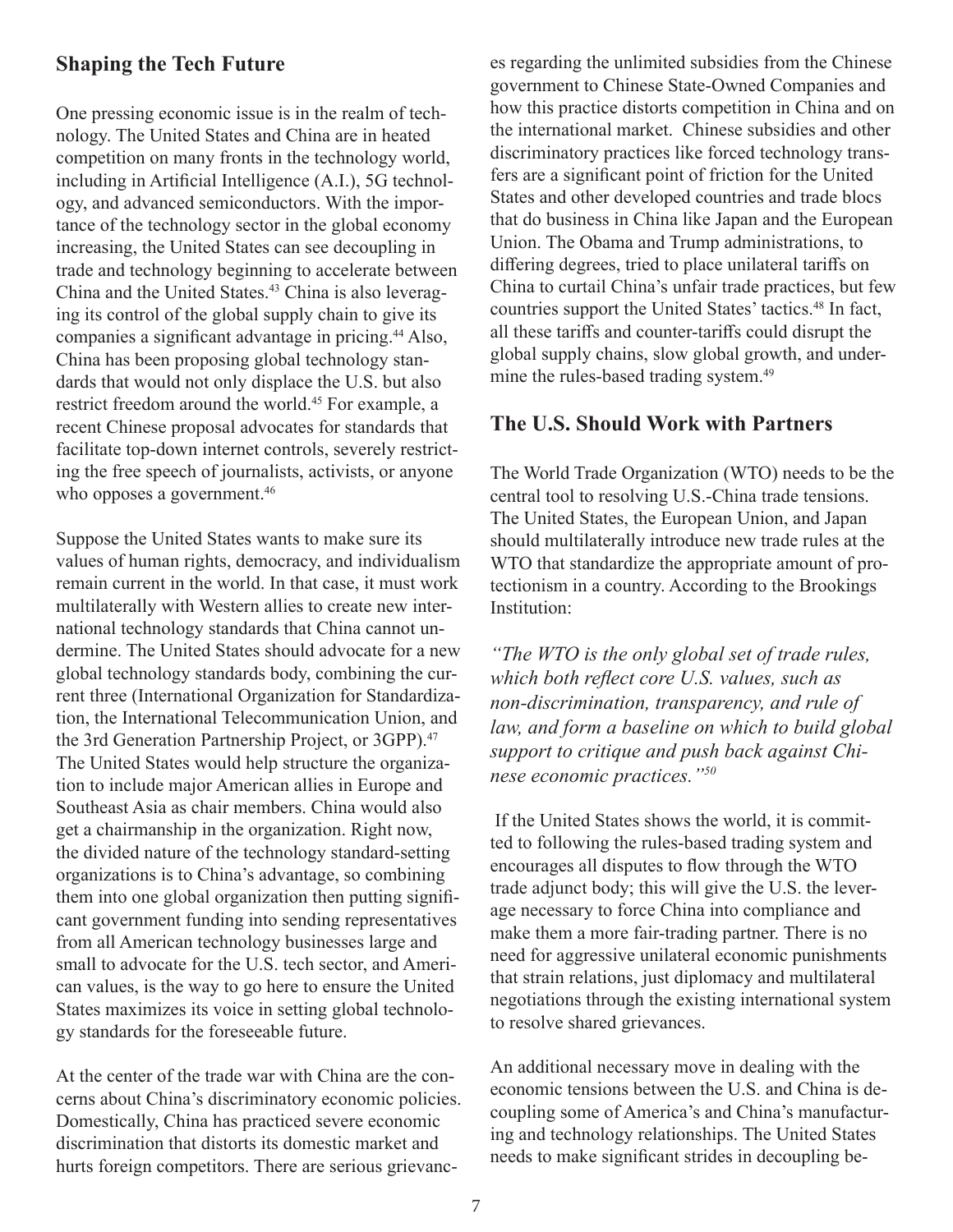## Shaping the Tech Future

One pressing economic issue is in the realm of technology. The United States and China are in heated competition on many fronts in the technology world, including in Artificial Intelligence (A.I.), 5G technology, and advanced semiconductors. With the importance of the technology sector in the global economy increasing, the United States can see decoupling in trade and technology beginning to accelerate between China and the United States.[43] China is also leveraging its control of the global supply chain to give its companies a significant advantage in pricing.[44] Also, China has been proposing global technology standards that would not only displace the U.S. but also restrict freedom around the world.[45] For example, a recent Chinese proposal advocates for standards that facilitate top-down internet controls, severely restricting the free speech of journalists, activists, or anyone who opposes a government.[46]

Suppose the United States wants to make sure its values of human rights, democracy, and individualism remain current in the world. In that case, it must work multilaterally with Western allies to create new international technology standards that China cannot undermine. The United States should advocate for a new global technology standards body, combining the current three (International Organization for Standardization, the International Telecommunication Union, and the 3rd Generation Partnership Project, or 3GPP).[47] The United States would help structure the organization to include major American allies in Europe and Southeast Asia as chair members. China would also get a chairmanship in the organization. Right now, the divided nature of the technology standard-setting organizations is to China's advantage, so combining them into one global organization then putting significant government funding into sending representatives from all American technology businesses large and small to advocate for the U.S. tech sector, and American values, is the way to go here to ensure the United States maximizes its voice in setting global technology standards for the foreseeable future.

At the center of the trade war with China are the concerns about China's discriminatory economic policies. Domestically, China has practiced severe economic discrimination that distorts its domestic market and hurts foreign competitors. There are serious grievances regarding the unlimited subsidies from the Chinese government to Chinese State-Owned Companies and how this practice distorts competition in China and on the international market. Chinese subsidies and other discriminatory practices like forced technology transfers are a significant point of friction for the United States and other developed countries and trade blocs that do business in China like Japan and the European Union. The Obama and Trump administrations, to differing degrees, tried to place unilateral tariffs on China to curtail China's unfair trade practices, but few countries support the United States' tactics.[48] In fact, all these tariffs and counter-tariffs could disrupt the global supply chains, slow global growth, and undermine the rules-based trading system.[49]

## The U.S. Should Work with Partners

The World Trade Organization (WTO) needs to be the central tool to resolving U.S.-China trade tensions. The United States, the European Union, and Japan should multilaterally introduce new trade rules at the WTO that standardize the appropriate amount of protectionism in a country. According to the Brookings Institution:

*"The WTO is the only global set of trade rules, which both reflect core U.S. values, such as non-discrimination, transparency, and rule of law, and form a baseline on which to build global support to critique and push back against Chinese economic practices."*[50]

If the United States shows the world, it is committed to following the rules-based trading system and encourages all disputes to flow through the WTO trade adjunct body; this will give the U.S. the leverage necessary to force China into compliance and make them a more fair-trading partner. There is no need for aggressive unilateral economic punishments that strain relations, just diplomacy and multilateral negotiations through the existing international system to resolve shared grievances.

An additional necessary move in dealing with the economic tensions between the U.S. and China is decoupling some of America's and China's manufacturing and technology relationships. The United States needs to make significant strides in decoupling be-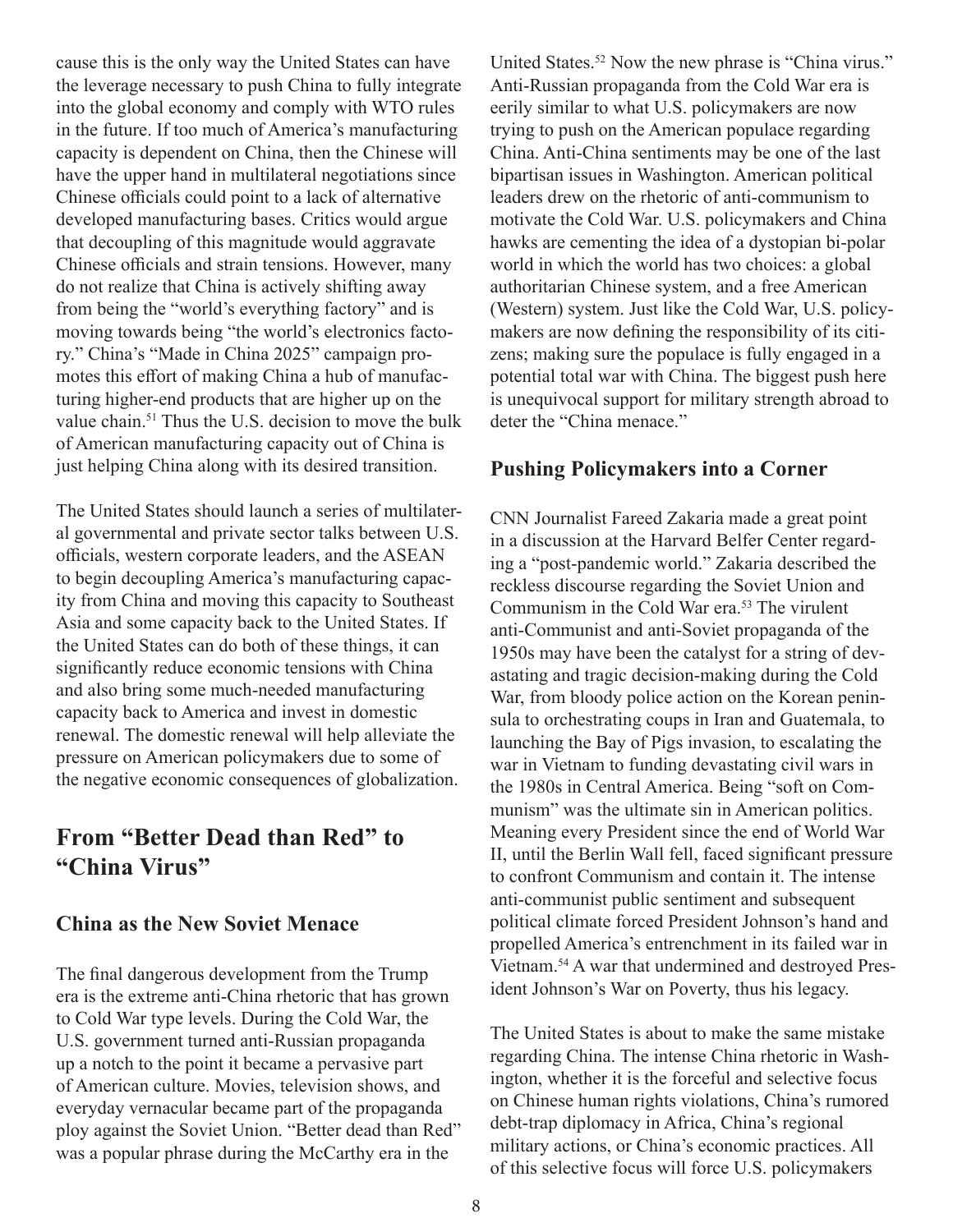cause this is the only way the United States can have the leverage necessary to push China to fully integrate into the global economy and comply with WTO rules in the future. If too much of America's manufacturing capacity is dependent on China, then the Chinese will have the upper hand in multilateral negotiations since Chinese officials could point to a lack of alternative developed manufacturing bases. Critics would argue that decoupling of this magnitude would aggravate Chinese officials and strain tensions. However, many do not realize that China is actively shifting away from being the "world's everything factory" and is moving towards being "the world's electronics factory." China's "Made in China 2025" campaign promotes this effort of making China a hub of manufacturing higher-end products that are higher up on the value chain.[51] Thus the U.S. decision to move the bulk of American manufacturing capacity out of China is just helping China along with its desired transition.

The United States should launch a series of multilateral governmental and private sector talks between U.S. officials, western corporate leaders, and the ASEAN to begin decoupling America's manufacturing capacity from China and moving this capacity to Southeast Asia and some capacity back to the United States. If the United States can do both of these things, it can significantly reduce economic tensions with China and also bring some much-needed manufacturing capacity back to America and invest in domestic renewal. The domestic renewal will help alleviate the pressure on American policymakers due to some of the negative economic consequences of globalization.

## From "Better Dead than Red" to "China Virus"

### China as the New Soviet Menace

The final dangerous development from the Trump era is the extreme anti-China rhetoric that has grown to Cold War type levels. During the Cold War, the U.S. government turned anti-Russian propaganda up a notch to the point it became a pervasive part of American culture. Movies, television shows, and everyday vernacular became part of the propaganda ploy against the Soviet Union. "Better dead than Red" was a popular phrase during the McCarthy era in the United States.[52] Now the new phrase is "China virus." Anti-Russian propaganda from the Cold War era is eerily similar to what U.S. policymakers are now trying to push on the American populace regarding China. Anti-China sentiments may be one of the last bipartisan issues in Washington. American political leaders drew on the rhetoric of anti-communism to motivate the Cold War. U.S. policymakers and China hawks are cementing the idea of a dystopian bi-polar world in which the world has two choices: a global authoritarian Chinese system, and a free American (Western) system. Just like the Cold War, U.S. policymakers are now defining the responsibility of its citizens; making sure the populace is fully engaged in a potential total war with China. The biggest push here is unequivocal support for military strength abroad to deter the "China menace."

### Pushing Policymakers into a Corner

CNN Journalist Fareed Zakaria made a great point in a discussion at the Harvard Belfer Center regarding a "post-pandemic world." Zakaria described the reckless discourse regarding the Soviet Union and Communism in the Cold War era.[53] The virulent anti-Communist and anti-Soviet propaganda of the 1950s may have been the catalyst for a string of devastating and tragic decision-making during the Cold War, from bloody police action on the Korean peninsula to orchestrating coups in Iran and Guatemala, to launching the Bay of Pigs invasion, to escalating the war in Vietnam to funding devastating civil wars in the 1980s in Central America. Being "soft on Communism" was the ultimate sin in American politics. Meaning every President since the end of World War II, until the Berlin Wall fell, faced significant pressure to confront Communism and contain it. The intense anti-communist public sentiment and subsequent political climate forced President Johnson's hand and propelled America's entrenchment in its failed war in Vietnam.[54] A war that undermined and destroyed President Johnson's War on Poverty, thus his legacy.

The United States is about to make the same mistake regarding China. The intense China rhetoric in Washington, whether it is the forceful and selective focus on Chinese human rights violations, China's rumored debt-trap diplomacy in Africa, China's regional military actions, or China's economic practices. All of this selective focus will force U.S. policymakers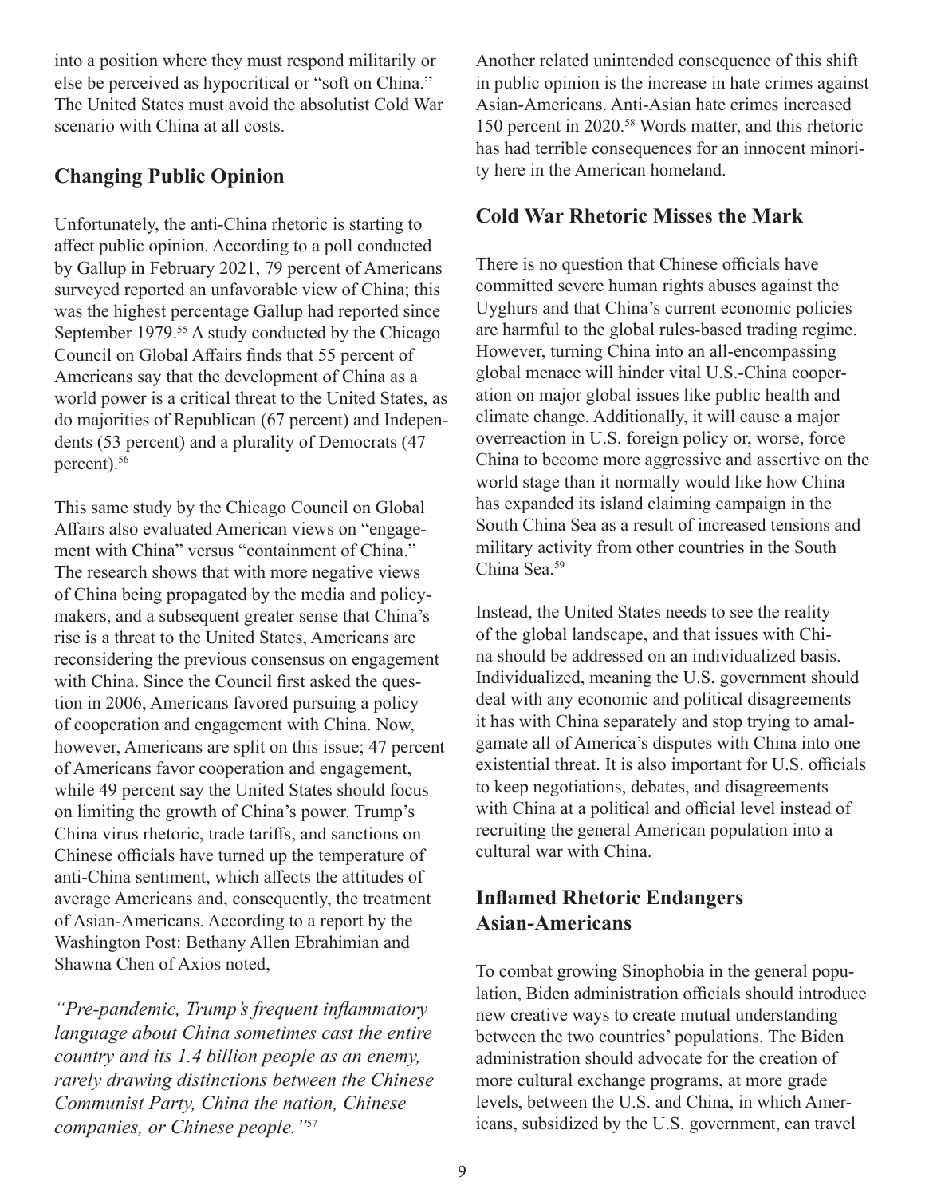into a position where they must respond militarily or else be perceived as hypocritical or "soft on China." The United States must avoid the absolutist Cold War scenario with China at all costs.

## Changing Public Opinion

Unfortunately, the anti-China rhetoric is starting to affect public opinion. According to a poll conducted by Gallup in February 2021, 79 percent of Americans surveyed reported an unfavorable view of China; this was the highest percentage Gallup had reported since September 1979.[55] A study conducted by the Chicago Council on Global Affairs finds that 55 percent of Americans say that the development of China as a world power is a critical threat to the United States, as do majorities of Republican (67 percent) and Independents (53 percent) and a plurality of Democrats (47 percent).[56]

This same study by the Chicago Council on Global Affairs also evaluated American views on "engagement with China" versus "containment of China." The research shows that with more negative views of China being propagated by the media and policymakers, and a subsequent greater sense that China's rise is a threat to the United States, Americans are reconsidering the previous consensus on engagement with China. Since the Council first asked the question in 2006, Americans favored pursuing a policy of cooperation and engagement with China. Now, however, Americans are split on this issue; 47 percent of Americans favor cooperation and engagement, while 49 percent say the United States should focus on limiting the growth of China's power. Trump's China virus rhetoric, trade tariffs, and sanctions on Chinese officials have turned up the temperature of anti-China sentiment, which affects the attitudes of average Americans and, consequently, the treatment of Asian-Americans. According to a report by the Washington Post: Bethany Allen Ebrahimian and Shawna Chen of Axios noted,

*"Pre-pandemic, Trump's frequent inflammatory language about China sometimes cast the entire country and its 1.4 billion people as an enemy, rarely drawing distinctions between the Chinese Communist Party, China the nation, Chinese companies, or Chinese people."*[57]

Another related unintended consequence of this shift in public opinion is the increase in hate crimes against Asian-Americans. Anti-Asian hate crimes increased 150 percent in 2020.[58] Words matter, and this rhetoric has had terrible consequences for an innocent minority here in the American homeland.

## Cold War Rhetoric Misses the Mark

There is no question that Chinese officials have committed severe human rights abuses against the Uyghurs and that China's current economic policies are harmful to the global rules-based trading regime. However, turning China into an all-encompassing global menace will hinder vital U.S.-China cooperation on major global issues like public health and climate change. Additionally, it will cause a major overreaction in U.S. foreign policy or, worse, force China to become more aggressive and assertive on the world stage than it normally would like how China has expanded its island claiming campaign in the South China Sea as a result of increased tensions and military activity from other countries in the South China Sea.[59]

Instead, the United States needs to see the reality of the global landscape, and that issues with China should be addressed on an individualized basis. Individualized, meaning the U.S. government should deal with any economic and political disagreements it has with China separately and stop trying to amalgamate all of America's disputes with China into one existential threat. It is also important for U.S. officials to keep negotiations, debates, and disagreements with China at a political and official level instead of recruiting the general American population into a cultural war with China.

## Inflamed Rhetoric Endangers Asian-Americans

To combat growing Sinophobia in the general population, Biden administration officials should introduce new creative ways to create mutual understanding between the two countries' populations. The Biden administration should advocate for the creation of more cultural exchange programs, at more grade levels, between the U.S. and China, in which Americans, subsidized by the U.S. government, can travel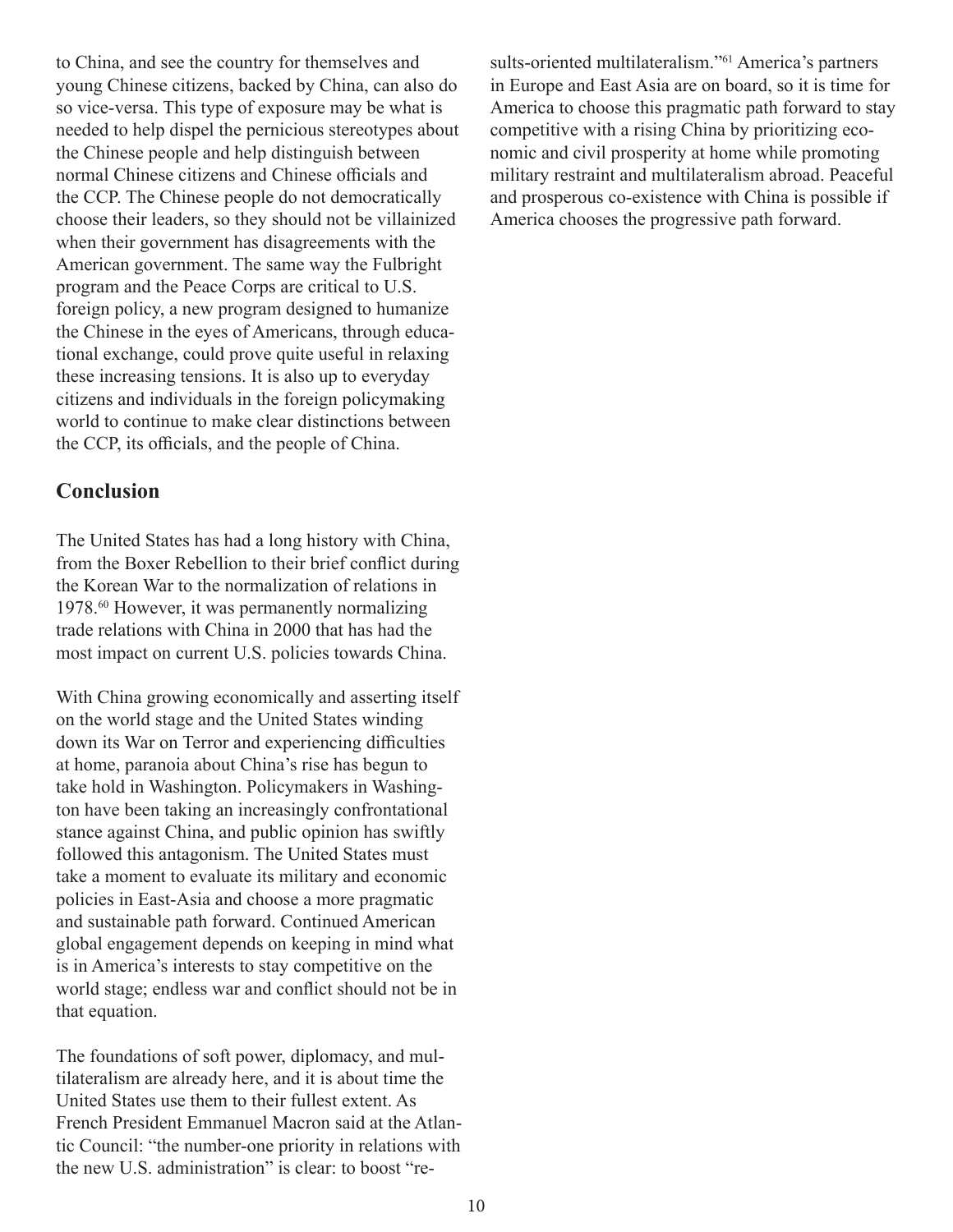to China, and see the country for themselves and young Chinese citizens, backed by China, can also do so vice-versa. This type of exposure may be what is needed to help dispel the pernicious stereotypes about the Chinese people and help distinguish between normal Chinese citizens and Chinese officials and the CCP. The Chinese people do not democratically choose their leaders, so they should not be villainized when their government has disagreements with the American government. The same way the Fulbright program and the Peace Corps are critical to U.S. foreign policy, a new program designed to humanize the Chinese in the eyes of Americans, through educational exchange, could prove quite useful in relaxing these increasing tensions. It is also up to everyday citizens and individuals in the foreign policymaking world to continue to make clear distinctions between the CCP, its officials, and the people of China.

## Conclusion

The United States has had a long history with China, from the Boxer Rebellion to their brief conflict during the Korean War to the normalization of relations in 1978.[60] However, it was permanently normalizing trade relations with China in 2000 that has had the most impact on current U.S. policies towards China.

With China growing economically and asserting itself on the world stage and the United States winding down its War on Terror and experiencing difficulties at home, paranoia about China's rise has begun to take hold in Washington. Policymakers in Washington have been taking an increasingly confrontational stance against China, and public opinion has swiftly followed this antagonism. The United States must take a moment to evaluate its military and economic policies in East-Asia and choose a more pragmatic and sustainable path forward. Continued American global engagement depends on keeping in mind what is in America's interests to stay competitive on the world stage; endless war and conflict should not be in that equation.

The foundations of soft power, diplomacy, and multilateralism are already here, and it is about time the United States use them to their fullest extent. As French President Emmanuel Macron said at the Atlantic Council: "the number-one priority in relations with the new U.S. administration" is clear: to boost "results-oriented multilateralism."[61] America's partners in Europe and East Asia are on board, so it is time for America to choose this pragmatic path forward to stay competitive with a rising China by prioritizing economic and civil prosperity at home while promoting military restraint and multilateralism abroad. Peaceful and prosperous co-existence with China is possible if America chooses the progressive path forward.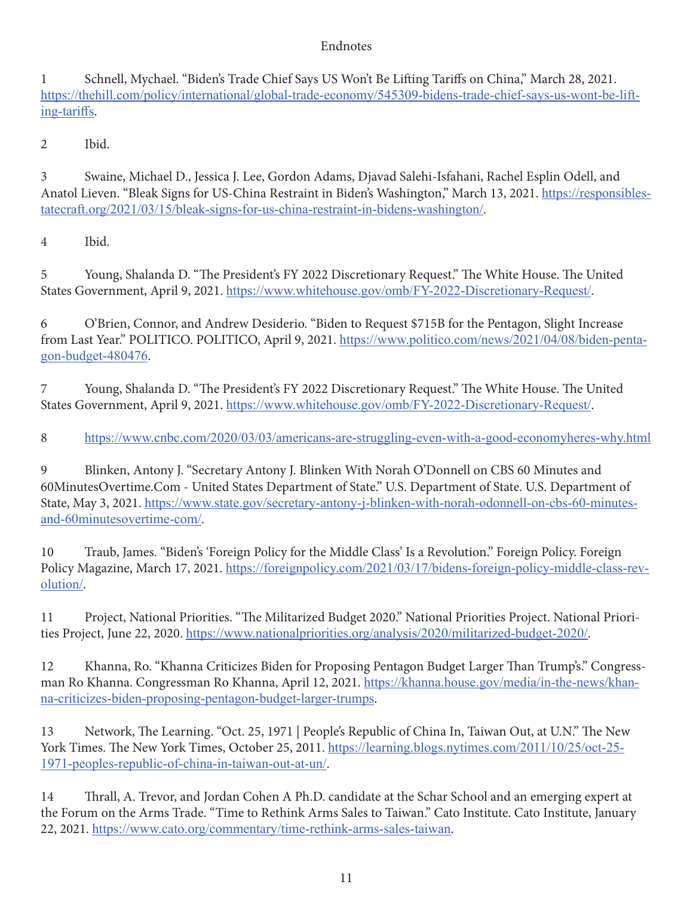# Endnotes

1 Schnell, Mychael. "Biden's Trade Chief Says US Won't Be Lifting Tariffs on China," March 28, 2021. https://thehill.com/policy/international/global-trade-economy/545309-bidens-trade-chief-says-us-wont-be-lifting-tariffs.

2 Ibid.

3 Swaine, Michael D., Jessica J. Lee, Gordon Adams, Djavad Salehi-Isfahani, Rachel Esplin Odell, and Anatol Lieven. "Bleak Signs for US-China Restraint in Biden's Washington," March 13, 2021. https://responsiblestatecraft.org/2021/03/15/bleak-signs-for-us-china-restraint-in-bidens-washington/.

4 Ibid.

5 Young, Shalanda D. "The President's FY 2022 Discretionary Request." The White House. The United States Government, April 9, 2021. https://www.whitehouse.gov/omb/FY-2022-Discretionary-Request/.

6 O'Brien, Connor, and Andrew Desiderio. "Biden to Request $715B for the Pentagon, Slight Increase from Last Year." POLITICO. POLITICO, April 9, 2021. https://www.politico.com/news/2021/04/08/biden-pentagon-budget-480476.

7 Young, Shalanda D. "The President's FY 2022 Discretionary Request." The White House. The United States Government, April 9, 2021. https://www.whitehouse.gov/omb/FY-2022-Discretionary-Request/.

8 https://www.cnbc.com/2020/03/03/americans-are-struggling-even-with-a-good-economyheres-why.html

9 Blinken, Antony J. "Secretary Antony J. Blinken With Norah O'Donnell on CBS 60 Minutes and 60MinutesOvertime.Com - United States Department of State." U.S. Department of State. U.S. Department of State, May 3, 2021. https://www.state.gov/secretary-antony-j-blinken-with-norah-odonnell-on-cbs-60-minutes-and-60minutesovertime-com/.

10 Traub, James. "Biden's 'Foreign Policy for the Middle Class' Is a Revolution." Foreign Policy. Foreign Policy Magazine, March 17, 2021. https://foreignpolicy.com/2021/03/17/bidens-foreign-policy-middle-class-revolution/.

11 Project, National Priorities. "The Militarized Budget 2020." National Priorities Project. National Priorities Project, June 22, 2020. https://www.nationalpriorities.org/analysis/2020/militarized-budget-2020/.

12 Khanna, Ro. "Khanna Criticizes Biden for Proposing Pentagon Budget Larger Than Trump's." Congressman Ro Khanna. Congressman Ro Khanna, April 12, 2021. https://khanna.house.gov/media/in-the-news/khanna-criticizes-biden-proposing-pentagon-budget-larger-trumps.

13 Network, The Learning. "Oct. 25, 1971 | People's Republic of China In, Taiwan Out, at U.N." The New York Times. The New York Times, October 25, 2011. https://learning.blogs.nytimes.com/2011/10/25/oct-25-1971-peoples-republic-of-china-in-taiwan-out-at-un/.

14 Thrall, A. Trevor, and Jordan Cohen A Ph.D. candidate at the Schar School and an emerging expert at the Forum on the Arms Trade. "Time to Rethink Arms Sales to Taiwan." Cato Institute. Cato Institute, January 22, 2021. https://www.cato.org/commentary/time-rethink-arms-sales-taiwan.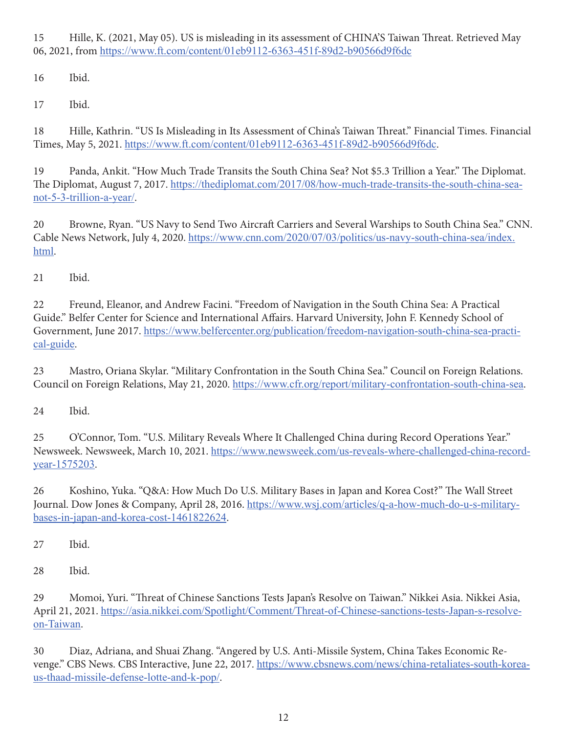15 Hille, K. (2021, May 05). US is misleading in its assessment of CHINA'S Taiwan Threat. Retrieved May 06, 2021, from https://www.ft.com/content/01eb9112-6363-451f-89d2-b90566d9f6dc

16 Ibid.

17 Ibid.

18 Hille, Kathrin. "US Is Misleading in Its Assessment of China's Taiwan Threat." Financial Times. Financial Times, May 5, 2021. https://www.ft.com/content/01eb9112-6363-451f-89d2-b90566d9f6dc.

19 Panda, Ankit. "How Much Trade Transits the South China Sea? Not $5.3 Trillion a Year." The Diplomat. The Diplomat, August 7, 2017. https://thediplomat.com/2017/08/how-much-trade-transits-the-south-china-sea-not-5-3-trillion-a-year/.

20 Browne, Ryan. "US Navy to Send Two Aircraft Carriers and Several Warships to South China Sea." CNN. Cable News Network, July 4, 2020. https://www.cnn.com/2020/07/03/politics/us-navy-south-china-sea/index.html.

21 Ibid.

22 Freund, Eleanor, and Andrew Facini. "Freedom of Navigation in the South China Sea: A Practical Guide." Belfer Center for Science and International Affairs. Harvard University, John F. Kennedy School of Government, June 2017. https://www.belfercenter.org/publication/freedom-navigation-south-china-sea-practical-guide.

23 Mastro, Oriana Skylar. "Military Confrontation in the South China Sea." Council on Foreign Relations. Council on Foreign Relations, May 21, 2020. https://www.cfr.org/report/military-confrontation-south-china-sea.

24 Ibid.

25 O'Connor, Tom. "U.S. Military Reveals Where It Challenged China during Record Operations Year." Newsweek. Newsweek, March 10, 2021. https://www.newsweek.com/us-reveals-where-challenged-china-record-year-1575203.

26 Koshino, Yuka. "Q&A: How Much Do U.S. Military Bases in Japan and Korea Cost?" The Wall Street Journal. Dow Jones & Company, April 28, 2016. https://www.wsj.com/articles/q-a-how-much-do-u-s-military-bases-in-japan-and-korea-cost-1461822624.

27 Ibid.

28 Ibid.

29 Momoi, Yuri. "Threat of Chinese Sanctions Tests Japan's Resolve on Taiwan." Nikkei Asia. Nikkei Asia, April 21, 2021. https://asia.nikkei.com/Spotlight/Comment/Threat-of-Chinese-sanctions-tests-Japan-s-resolve-on-Taiwan.

30 Diaz, Adriana, and Shuai Zhang. "Angered by U.S. Anti-Missile System, China Takes Economic Revenge." CBS News. CBS Interactive, June 22, 2017. https://www.cbsnews.com/news/china-retaliates-south-korea-us-thaad-missile-defense-lotte-and-k-pop/.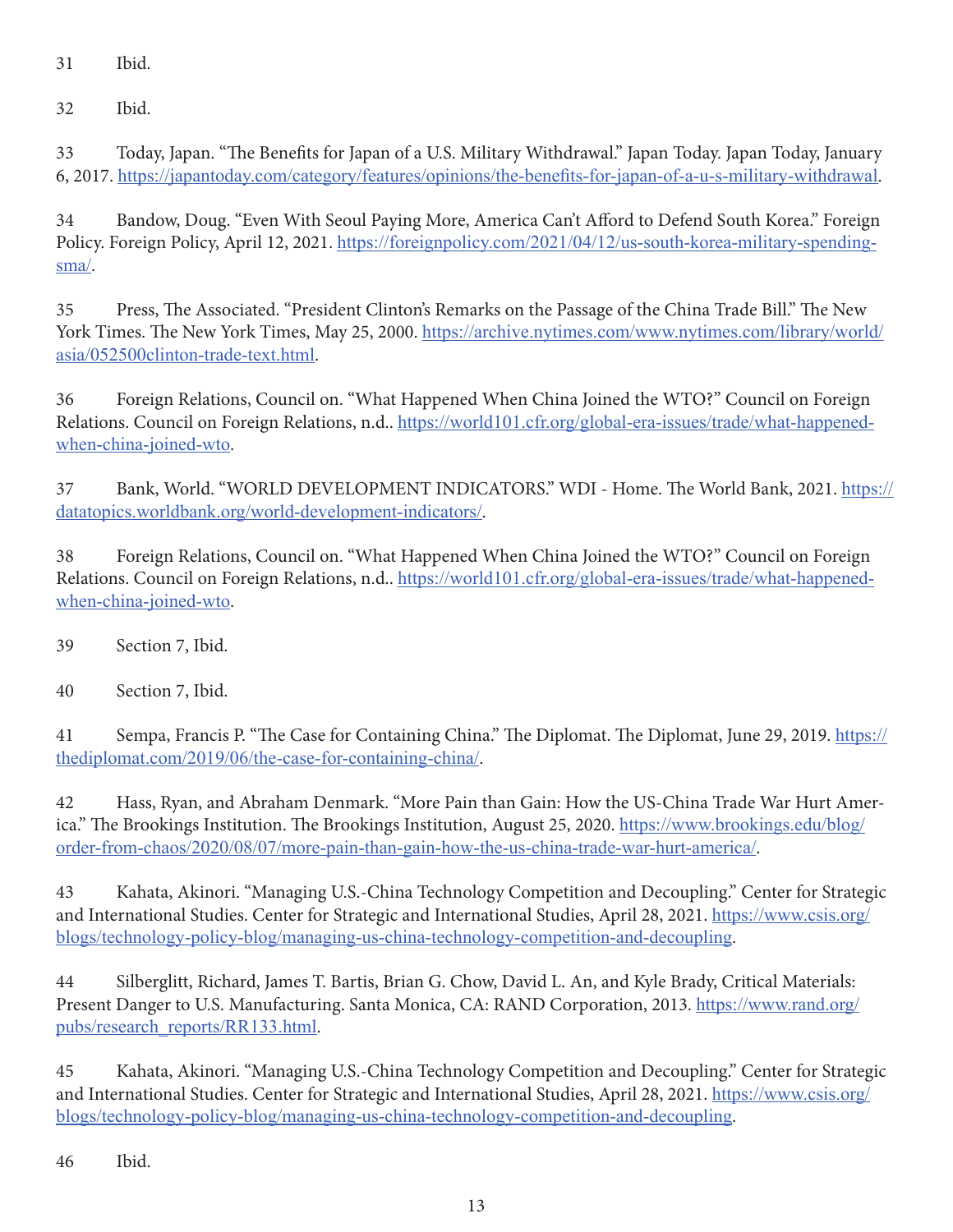31 Ibid.

32 Ibid.

33 Today, Japan. "The Benefits for Japan of a U.S. Military Withdrawal." Japan Today. Japan Today, January 6, 2017. https://japantoday.com/category/features/opinions/the-benefits-for-japan-of-a-u-s-military-withdrawal.

34 Bandow, Doug. "Even With Seoul Paying More, America Can't Afford to Defend South Korea." Foreign Policy. Foreign Policy, April 12, 2021. https://foreignpolicy.com/2021/04/12/us-south-korea-military-spending-sma/.

35 Press, The Associated. "President Clinton's Remarks on the Passage of the China Trade Bill." The New York Times. The New York Times, May 25, 2000. https://archive.nytimes.com/www.nytimes.com/library/world/asia/052500clinton-trade-text.html.

36 Foreign Relations, Council on. "What Happened When China Joined the WTO?" Council on Foreign Relations. Council on Foreign Relations, n.d.. https://world101.cfr.org/global-era-issues/trade/what-happened-when-china-joined-wto.

37 Bank, World. "WORLD DEVELOPMENT INDICATORS." WDI - Home. The World Bank, 2021. https://datatopics.worldbank.org/world-development-indicators/.

38 Foreign Relations, Council on. "What Happened When China Joined the WTO?" Council on Foreign Relations. Council on Foreign Relations, n.d.. https://world101.cfr.org/global-era-issues/trade/what-happened-when-china-joined-wto.

39 Section 7, Ibid.

40 Section 7, Ibid.

41 Sempa, Francis P. "The Case for Containing China." The Diplomat. The Diplomat, June 29, 2019. https://thediplomat.com/2019/06/the-case-for-containing-china/.

42 Hass, Ryan, and Abraham Denmark. "More Pain than Gain: How the US-China Trade War Hurt America." The Brookings Institution. The Brookings Institution, August 25, 2020. https://www.brookings.edu/blog/order-from-chaos/2020/08/07/more-pain-than-gain-how-the-us-china-trade-war-hurt-america/.

43 Kahata, Akinori. "Managing U.S.-China Technology Competition and Decoupling." Center for Strategic and International Studies. Center for Strategic and International Studies, April 28, 2021. https://www.csis.org/blogs/technology-policy-blog/managing-us-china-technology-competition-and-decoupling.

44 Silberglitt, Richard, James T. Bartis, Brian G. Chow, David L. An, and Kyle Brady, Critical Materials: Present Danger to U.S. Manufacturing. Santa Monica, CA: RAND Corporation, 2013. https://www.rand.org/pubs/research_reports/RR133.html.

45 Kahata, Akinori. "Managing U.S.-China Technology Competition and Decoupling." Center for Strategic and International Studies. Center for Strategic and International Studies, April 28, 2021. https://www.csis.org/blogs/technology-policy-blog/managing-us-china-technology-competition-and-decoupling.

46 Ibid.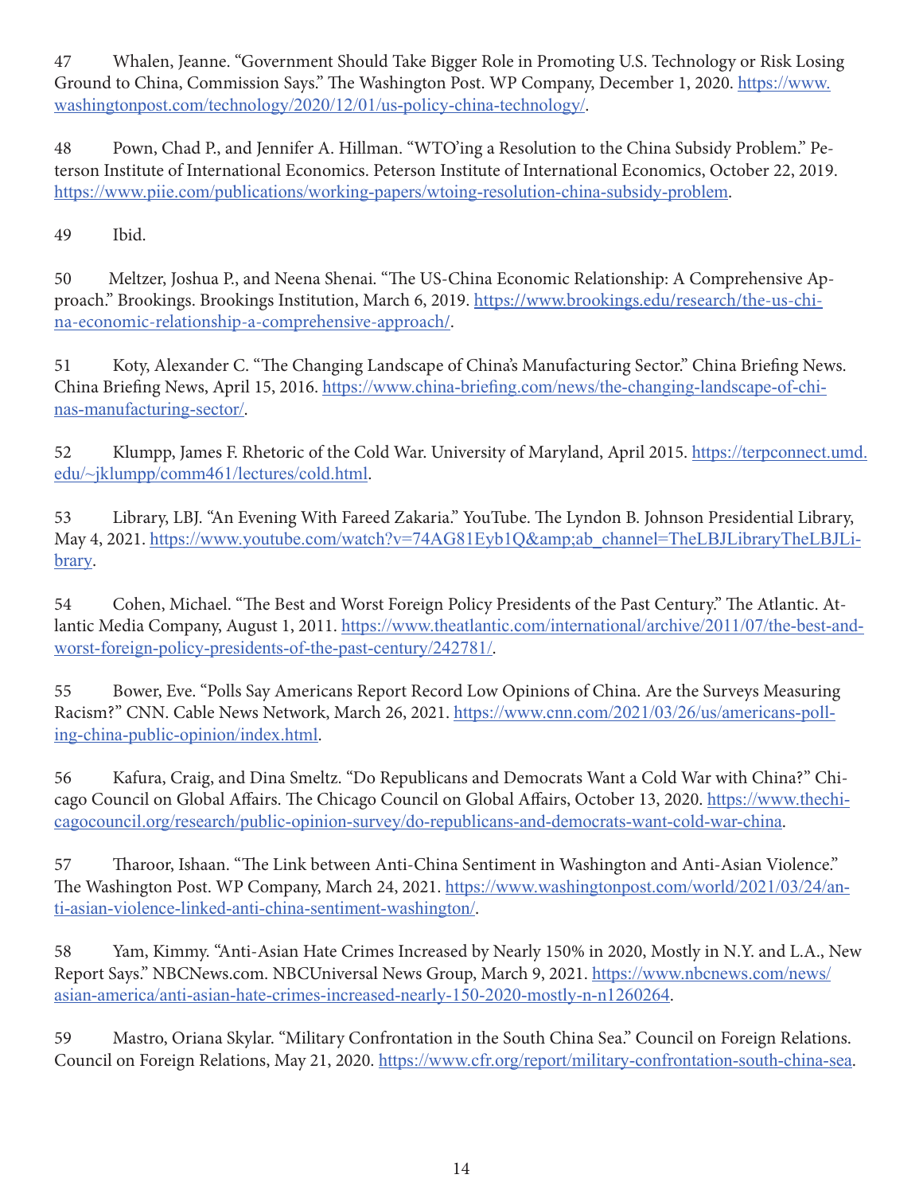47 Whalen, Jeanne. "Government Should Take Bigger Role in Promoting U.S. Technology or Risk Losing Ground to China, Commission Says." The Washington Post. WP Company, December 1, 2020. https://www.washingtonpost.com/technology/2020/12/01/us-policy-china-technology/.

48 Pown, Chad P., and Jennifer A. Hillman. "WTO'ing a Resolution to the China Subsidy Problem." Peterson Institute of International Economics. Peterson Institute of International Economics, October 22, 2019. https://www.piie.com/publications/working-papers/wtoing-resolution-china-subsidy-problem.

49 Ibid.

50 Meltzer, Joshua P., and Neena Shenai. "The US-China Economic Relationship: A Comprehensive Approach." Brookings. Brookings Institution, March 6, 2019. https://www.brookings.edu/research/the-us-china-economic-relationship-a-comprehensive-approach/.

51 Koty, Alexander C. "The Changing Landscape of China's Manufacturing Sector." China Briefing News. China Briefing News, April 15, 2016. https://www.china-briefing.com/news/the-changing-landscape-of-chinas-manufacturing-sector/.

52 Klumpp, James F. Rhetoric of the Cold War. University of Maryland, April 2015. https://terpconnect.umd.edu/~jklumpp/comm461/lectures/cold.html.

53 Library, LBJ. "An Evening With Fareed Zakaria." YouTube. The Lyndon B. Johnson Presidential Library, May 4, 2021. https://www.youtube.com/watch?v=74AG81Eyb1Q&amp;ab_channel=TheLBJLibraryTheLBJLibrary.

54 Cohen, Michael. "The Best and Worst Foreign Policy Presidents of the Past Century." The Atlantic. Atlantic Media Company, August 1, 2011. https://www.theatlantic.com/international/archive/2011/07/the-best-and-worst-foreign-policy-presidents-of-the-past-century/242781/.

55 Bower, Eve. "Polls Say Americans Report Record Low Opinions of China. Are the Surveys Measuring Racism?" CNN. Cable News Network, March 26, 2021. https://www.cnn.com/2021/03/26/us/americans-polling-china-public-opinion/index.html.

56 Kafura, Craig, and Dina Smeltz. "Do Republicans and Democrats Want a Cold War with China?" Chicago Council on Global Affairs. The Chicago Council on Global Affairs, October 13, 2020. https://www.thechicagocouncil.org/research/public-opinion-survey/do-republicans-and-democrats-want-cold-war-china.

57 Tharoor, Ishaan. "The Link between Anti-China Sentiment in Washington and Anti-Asian Violence." The Washington Post. WP Company, March 24, 2021. https://www.washingtonpost.com/world/2021/03/24/anti-asian-violence-linked-anti-china-sentiment-washington/.

58 Yam, Kimmy. "Anti-Asian Hate Crimes Increased by Nearly 150% in 2020, Mostly in N.Y. and L.A., New Report Says." NBCNews.com. NBCUniversal News Group, March 9, 2021. https://www.nbcnews.com/news/asian-america/anti-asian-hate-crimes-increased-nearly-150-2020-mostly-n-n1260264.

59 Mastro, Oriana Skylar. "Military Confrontation in the South China Sea." Council on Foreign Relations. Council on Foreign Relations, May 21, 2020. https://www.cfr.org/report/military-confrontation-south-china-sea.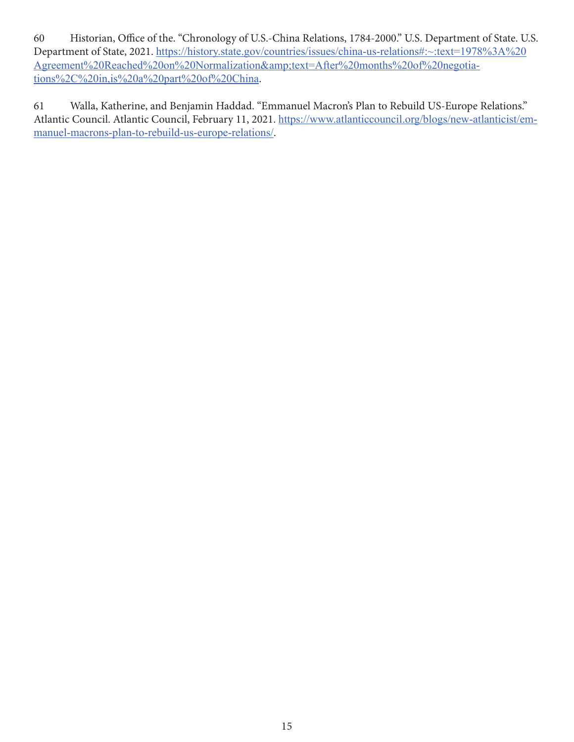60 Historian, Office of the. "Chronology of U.S.-China Relations, 1784-2000." U.S. Department of State. U.S. Department of State, 2021. https://history.state.gov/countries/issues/china-us-relations#:~:text=1978%3A%20Agreement%20Reached%20on%20Normalization&amp;text=After%20months%20of%20negotiations%2C%20in,is%20a%20part%20of%20China.

61 Walla, Katherine, and Benjamin Haddad. "Emmanuel Macron's Plan to Rebuild US-Europe Relations." Atlantic Council. Atlantic Council, February 11, 2021. https://www.atlanticcouncil.org/blogs/new-atlanticist/emmanuel-macrons-plan-to-rebuild-us-europe-relations/.